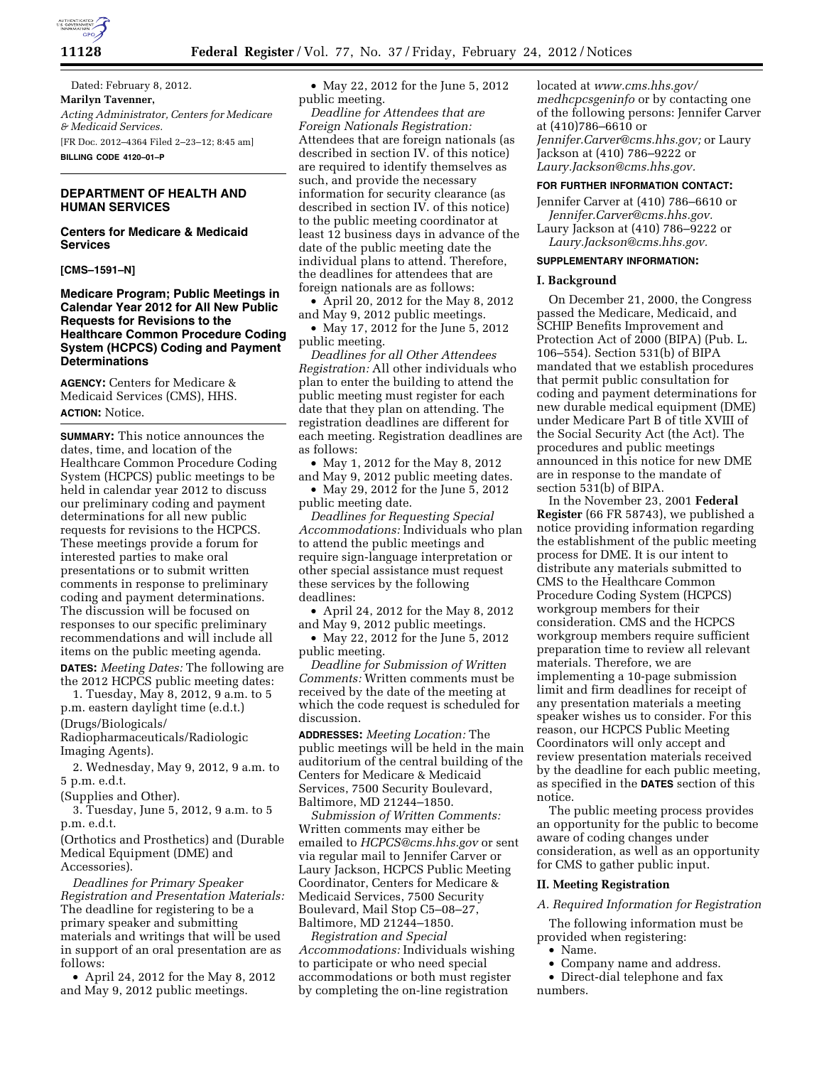Dated: February 8, 2012.

**Marilyn Tavenner,**

*Acting Administrator, Centers for Medicare & Medicaid Services.*

[FR Doc. 2012–4364 Filed 2–23–12; 8:45 am]

**BILLING CODE 4120–01–P**

## DEPARTMENT OF HEALTH AND HUMAN SERVICES

### Centers for Medicare & Medicaid Services

**[CMS–1591–N]**

### Medicare Program; Public Meetings in Calendar Year 2012 for All New Public Requests for Revisions to the Healthcare Common Procedure Coding System (HCPCS) Coding and Payment Determinations

**AGENCY:** Centers for Medicare & Medicaid Services (CMS), HHS.

**ACTION:** Notice.

**SUMMARY:** This notice announces the dates, time, and location of the Healthcare Common Procedure Coding System (HCPCS) public meetings to be held in calendar year 2012 to discuss our preliminary coding and payment determinations for all new public requests for revisions to the HCPCS. These meetings provide a forum for interested parties to make oral presentations or to submit written comments in response to preliminary coding and payment determinations. The discussion will be focused on responses to our specific preliminary recommendations and will include all items on the public meeting agenda.

**DATES:** *Meeting Dates:* The following are the 2012 HCPCS public meeting dates:

1. Tuesday, May 8, 2012, 9 a.m. to 5 p.m. eastern daylight time (e.d.t.) (Drugs/Biologicals/Radiopharmaceuticals/Radiologic Imaging Agents).

2. Wednesday, May 9, 2012, 9 a.m. to 5 p.m. e.d.t. (Supplies and Other).

3. Tuesday, June 5, 2012, 9 a.m. to 5 p.m. e.d.t. (Orthotics and Prosthetics) and (Durable Medical Equipment (DME) and Accessories).

*Deadlines for Primary Speaker Registration and Presentation Materials:* The deadline for registering to be a primary speaker and submitting materials and writings that will be used in support of an oral presentation are as follows:

- April 24, 2012 for the May 8, 2012 and May 9, 2012 public meetings.
- May 22, 2012 for the June 5, 2012 public meeting.

*Deadline for Attendees that are Foreign Nationals Registration:* Attendees that are foreign nationals (as described in section IV. of this notice) are required to identify themselves as such, and provide the necessary information for security clearance (as described in section IV. of this notice) to the public meeting coordinator at least 12 business days in advance of the date of the public meeting date the individual plans to attend. Therefore, the deadlines for attendees that are foreign nationals are as follows:

- April 20, 2012 for the May 8, 2012 and May 9, 2012 public meetings.
- May 17, 2012 for the June 5, 2012 public meeting.

*Deadlines for all Other Attendees Registration:* All other individuals who plan to enter the building to attend the public meeting must register for each date that they plan on attending. The registration deadlines are different for each meeting. Registration deadlines are as follows:

- May 1, 2012 for the May 8, 2012 and May 9, 2012 public meeting dates.
- May 29, 2012 for the June 5, 2012 public meeting date.

*Deadlines for Requesting Special Accommodations:* Individuals who plan to attend the public meetings and require sign-language interpretation or other special assistance must request these services by the following deadlines:

- April 24, 2012 for the May 8, 2012 and May 9, 2012 public meetings.
- May 22, 2012 for the June 5, 2012 public meeting.

*Deadline for Submission of Written Comments:* Written comments must be received by the date of the meeting at which the code request is scheduled for discussion.

**ADDRESSES:** *Meeting Location:* The public meetings will be held in the main auditorium of the central building of the Centers for Medicare & Medicaid Services, 7500 Security Boulevard, Baltimore, MD 21244–1850.

*Submission of Written Comments:* Written comments may either be emailed to *HCPCS@cms.hhs.gov* or sent via regular mail to Jennifer Carver or Laury Jackson, HCPCS Public Meeting Coordinator, Centers for Medicare & Medicaid Services, 7500 Security Boulevard, Mail Stop C5–08–27, Baltimore, MD 21244–1850.

*Registration and Special Accommodations:* Individuals wishing to participate or who need special accommodations or both must register by completing the on-line registration located at *www.cms.hhs.gov/medhcpcsgeninfo* or by contacting one of the following persons: Jennifer Carver at (410)786–6610 or *Jennifer.Carver@cms.hhs.gov;* or Laury Jackson at (410) 786–9222 or *Laury.Jackson@cms.hhs.gov.*

**FOR FURTHER INFORMATION CONTACT:**

Jennifer Carver at (410) 786–6610 or *Jennifer.Carver@cms.hhs.gov.*

Laury Jackson at (410) 786–9222 or *Laury.Jackson@cms.hhs.gov.*

**SUPPLEMENTARY INFORMATION:**

## I. Background

On December 21, 2000, the Congress passed the Medicare, Medicaid, and SCHIP Benefits Improvement and Protection Act of 2000 (BIPA) (Pub. L. 106–554). Section 531(b) of BIPA mandated that we establish procedures that permit public consultation for coding and payment determinations for new durable medical equipment (DME) under Medicare Part B of title XVIII of the Social Security Act (the Act). The procedures and public meetings announced in this notice for new DME are in response to the mandate of section 531(b) of BIPA.

In the November 23, 2001 **Federal Register** (66 FR 58743), we published a notice providing information regarding the establishment of the public meeting process for DME. It is our intent to distribute any materials submitted to CMS to the Healthcare Common Procedure Coding System (HCPCS) workgroup members for their consideration. CMS and the HCPCS workgroup members require sufficient preparation time to review all relevant materials. Therefore, we are implementing a 10-page submission limit and firm deadlines for receipt of any presentation materials a meeting speaker wishes us to consider. For this reason, our HCPCS Public Meeting Coordinators will only accept and review presentation materials received by the deadline for each public meeting, as specified in the **DATES** section of this notice.

The public meeting process provides an opportunity for the public to become aware of coding changes under consideration, as well as an opportunity for CMS to gather public input.

## II. Meeting Registration

### *A. Required Information for Registration*

The following information must be provided when registering:

- Name.
- Company name and address.
- Direct-dial telephone and fax numbers.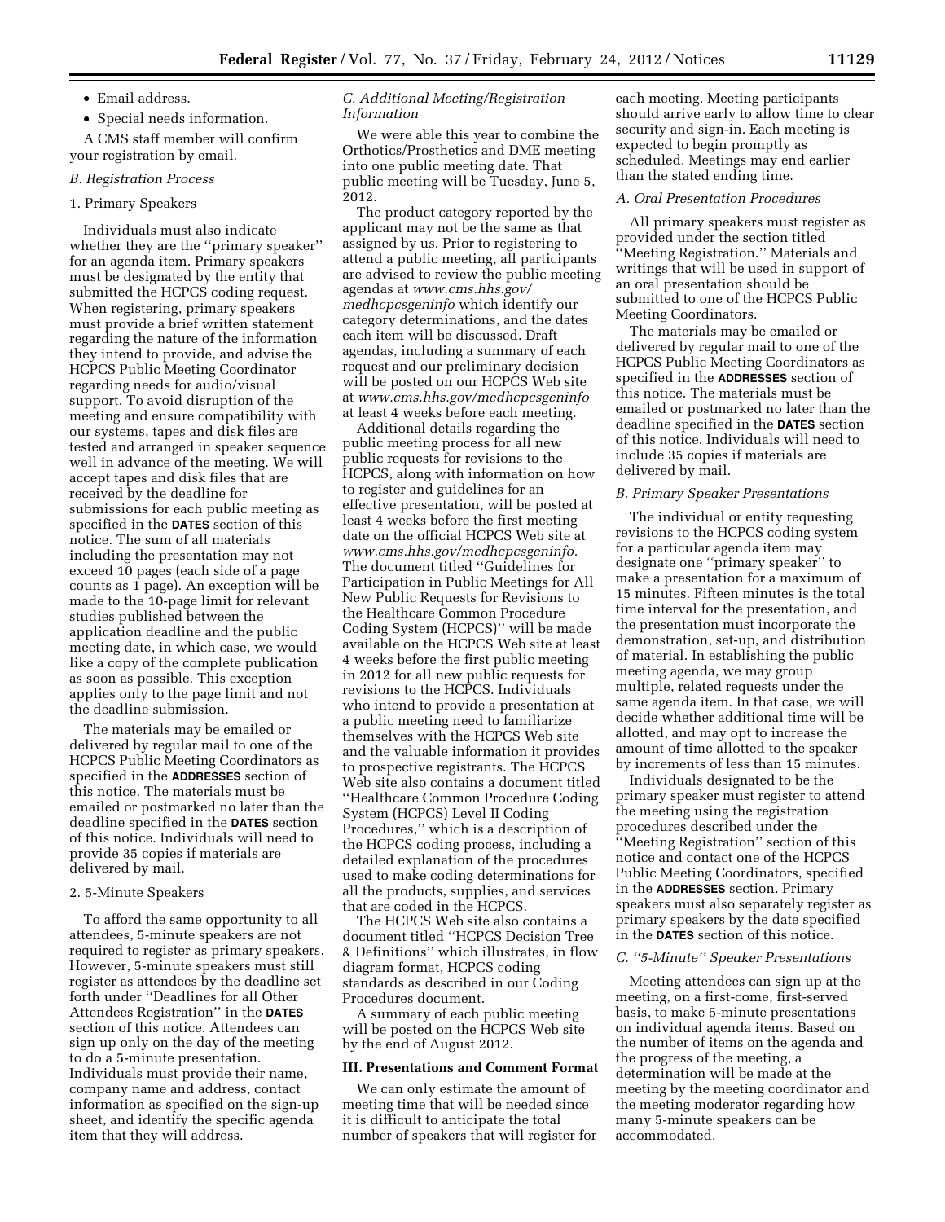- Email address.
- Special needs information.

A CMS staff member will confirm your registration by email.

*B. Registration Process*

1. Primary Speakers

Individuals must also indicate whether they are the ''primary speaker'' for an agenda item. Primary speakers must be designated by the entity that submitted the HCPCS coding request. When registering, primary speakers must provide a brief written statement regarding the nature of the information they intend to provide, and advise the HCPCS Public Meeting Coordinator regarding needs for audio/visual support. To avoid disruption of the meeting and ensure compatibility with our systems, tapes and disk files are tested and arranged in speaker sequence well in advance of the meeting. We will accept tapes and disk files that are received by the deadline for submissions for each public meeting as specified in the **DATES** section of this notice. The sum of all materials including the presentation may not exceed 10 pages (each side of a page counts as 1 page). An exception will be made to the 10-page limit for relevant studies published between the application deadline and the public meeting date, in which case, we would like a copy of the complete publication as soon as possible. This exception applies only to the page limit and not the deadline submission.

The materials may be emailed or delivered by regular mail to one of the HCPCS Public Meeting Coordinators as specified in the **ADDRESSES** section of this notice. The materials must be emailed or postmarked no later than the deadline specified in the **DATES** section of this notice. Individuals will need to provide 35 copies if materials are delivered by mail.

2. 5-Minute Speakers

To afford the same opportunity to all attendees, 5-minute speakers are not required to register as primary speakers. However, 5-minute speakers must still register as attendees by the deadline set forth under ''Deadlines for all Other Attendees Registration'' in the **DATES** section of this notice. Attendees can sign up only on the day of the meeting to do a 5-minute presentation. Individuals must provide their name, company name and address, contact information as specified on the sign-up sheet, and identify the specific agenda item that they will address.

*C. Additional Meeting/Registration Information*

We were able this year to combine the Orthotics/Prosthetics and DME meeting into one public meeting date. That public meeting will be Tuesday, June 5, 2012.

The product category reported by the applicant may not be the same as that assigned by us. Prior to registering to attend a public meeting, all participants are advised to review the public meeting agendas at *www.cms.hhs.gov/medhcpcsgeninfo* which identify our category determinations, and the dates each item will be discussed. Draft agendas, including a summary of each request and our preliminary decision will be posted on our HCPCS Web site at *www.cms.hhs.gov/medhcpcsgeninfo* at least 4 weeks before each meeting.

Additional details regarding the public meeting process for all new public requests for revisions to the HCPCS, along with information on how to register and guidelines for an effective presentation, will be posted at least 4 weeks before the first meeting date on the official HCPCS Web site at *www.cms.hhs.gov/medhcpcsgeninfo.* The document titled ''Guidelines for Participation in Public Meetings for All New Public Requests for Revisions to the Healthcare Common Procedure Coding System (HCPCS)'' will be made available on the HCPCS Web site at least 4 weeks before the first public meeting in 2012 for all new public requests for revisions to the HCPCS. Individuals who intend to provide a presentation at a public meeting need to familiarize themselves with the HCPCS Web site and the valuable information it provides to prospective registrants. The HCPCS Web site also contains a document titled ''Healthcare Common Procedure Coding System (HCPCS) Level II Coding Procedures,'' which is a description of the HCPCS coding process, including a detailed explanation of the procedures used to make coding determinations for all the products, supplies, and services that are coded in the HCPCS.

The HCPCS Web site also contains a document titled ''HCPCS Decision Tree & Definitions'' which illustrates, in flow diagram format, HCPCS coding standards as described in our Coding Procedures document.

A summary of each public meeting will be posted on the HCPCS Web site by the end of August 2012.

## III. Presentations and Comment Format

We can only estimate the amount of meeting time that will be needed since it is difficult to anticipate the total number of speakers that will register for each meeting. Meeting participants should arrive early to allow time to clear security and sign-in. Each meeting is expected to begin promptly as scheduled. Meetings may end earlier than the stated ending time.

*A. Oral Presentation Procedures*

All primary speakers must register as provided under the section titled ''Meeting Registration.'' Materials and writings that will be used in support of an oral presentation should be submitted to one of the HCPCS Public Meeting Coordinators.

The materials may be emailed or delivered by regular mail to one of the HCPCS Public Meeting Coordinators as specified in the **ADDRESSES** section of this notice. The materials must be emailed or postmarked no later than the deadline specified in the **DATES** section of this notice. Individuals will need to include 35 copies if materials are delivered by mail.

*B. Primary Speaker Presentations*

The individual or entity requesting revisions to the HCPCS coding system for a particular agenda item may designate one ''primary speaker'' to make a presentation for a maximum of 15 minutes. Fifteen minutes is the total time interval for the presentation, and the presentation must incorporate the demonstration, set-up, and distribution of material. In establishing the public meeting agenda, we may group multiple, related requests under the same agenda item. In that case, we will decide whether additional time will be allotted, and may opt to increase the amount of time allotted to the speaker by increments of less than 15 minutes.

Individuals designated to be the primary speaker must register to attend the meeting using the registration procedures described under the ''Meeting Registration'' section of this notice and contact one of the HCPCS Public Meeting Coordinators, specified in the **ADDRESSES** section. Primary speakers must also separately register as primary speakers by the date specified in the **DATES** section of this notice.

*C. ''5-Minute'' Speaker Presentations*

Meeting attendees can sign up at the meeting, on a first-come, first-served basis, to make 5-minute presentations on individual agenda items. Based on the number of items on the agenda and the progress of the meeting, a determination will be made at the meeting by the meeting coordinator and the meeting moderator regarding how many 5-minute speakers can be accommodated.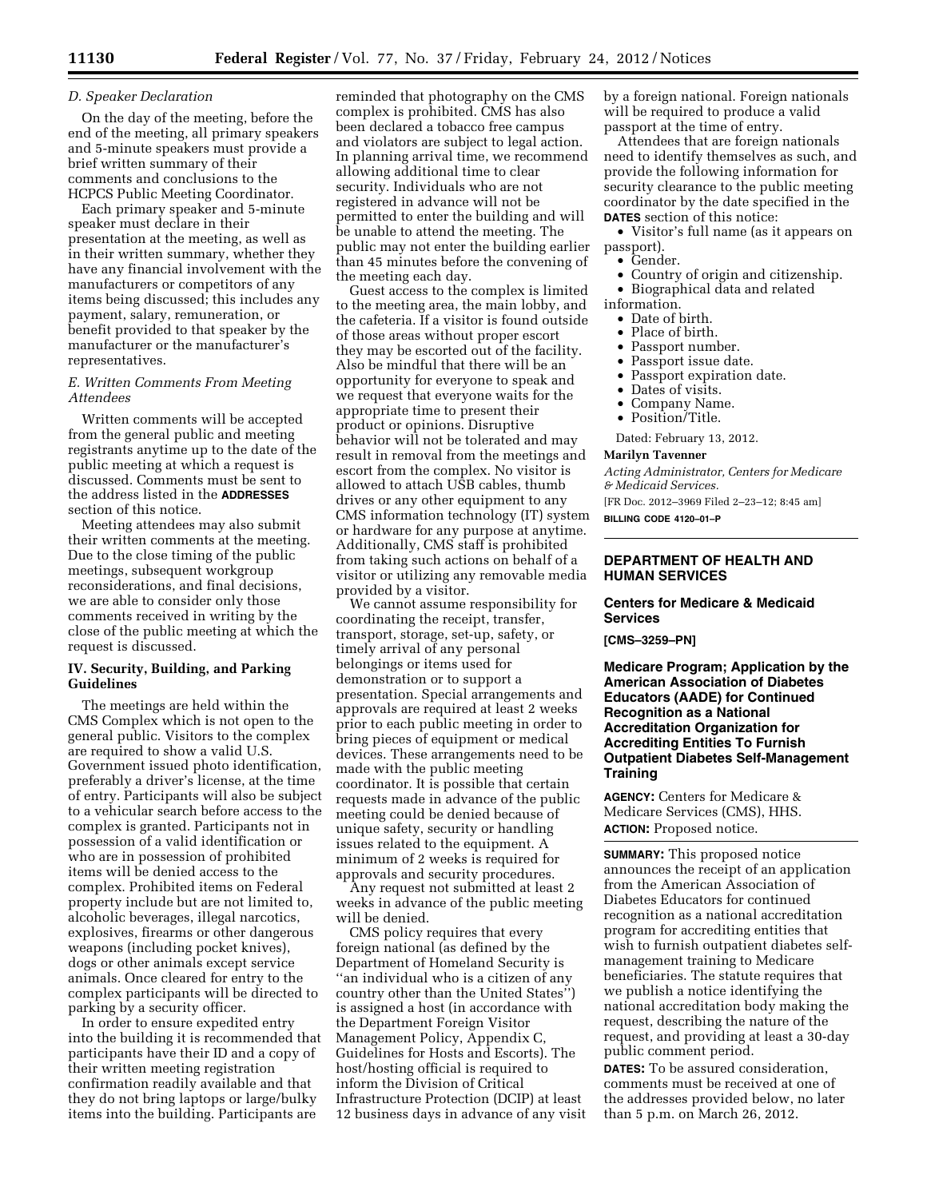### D. Speaker Declaration

On the day of the meeting, before the end of the meeting, all primary speakers and 5-minute speakers must provide a brief written summary of their comments and conclusions to the HCPCS Public Meeting Coordinator.

Each primary speaker and 5-minute speaker must declare in their presentation at the meeting, as well as in their written summary, whether they have any financial involvement with the manufacturers or competitors of any items being discussed; this includes any payment, salary, remuneration, or benefit provided to that speaker by the manufacturer or the manufacturer's representatives.

### E. Written Comments From Meeting Attendees

Written comments will be accepted from the general public and meeting registrants anytime up to the date of the public meeting at which a request is discussed. Comments must be sent to the address listed in the **ADDRESSES** section of this notice.

Meeting attendees may also submit their written comments at the meeting. Due to the close timing of the public meetings, subsequent workgroup reconsiderations, and final decisions, we are able to consider only those comments received in writing by the close of the public meeting at which the request is discussed.

## IV. Security, Building, and Parking Guidelines

The meetings are held within the CMS Complex which is not open to the general public. Visitors to the complex are required to show a valid U.S. Government issued photo identification, preferably a driver's license, at the time of entry. Participants will also be subject to a vehicular search before access to the complex is granted. Participants not in possession of a valid identification or who are in possession of prohibited items will be denied access to the complex. Prohibited items on Federal property include but are not limited to, alcoholic beverages, illegal narcotics, explosives, firearms or other dangerous weapons (including pocket knives), dogs or other animals except service animals. Once cleared for entry to the complex participants will be directed to parking by a security officer.

In order to ensure expedited entry into the building it is recommended that participants have their ID and a copy of their written meeting registration confirmation readily available and that they do not bring laptops or large/bulky items into the building. Participants are reminded that photography on the CMS complex is prohibited. CMS has also been declared a tobacco free campus and violators are subject to legal action. In planning arrival time, we recommend allowing additional time to clear security. Individuals who are not registered in advance will not be permitted to enter the building and will be unable to attend the meeting. The public may not enter the building earlier than 45 minutes before the convening of the meeting each day.

Guest access to the complex is limited to the meeting area, the main lobby, and the cafeteria. If a visitor is found outside of those areas without proper escort they may be escorted out of the facility. Also be mindful that there will be an opportunity for everyone to speak and we request that everyone waits for the appropriate time to present their product or opinions. Disruptive behavior will not be tolerated and may result in removal from the meetings and escort from the complex. No visitor is allowed to attach USB cables, thumb drives or any other equipment to any CMS information technology (IT) system or hardware for any purpose at anytime. Additionally, CMS staff is prohibited from taking such actions on behalf of a visitor or utilizing any removable media provided by a visitor.

We cannot assume responsibility for coordinating the receipt, transfer, transport, storage, set-up, safety, or timely arrival of any personal belongings or items used for demonstration or to support a presentation. Special arrangements and approvals are required at least 2 weeks prior to each public meeting in order to bring pieces of equipment or medical devices. These arrangements need to be made with the public meeting coordinator. It is possible that certain requests made in advance of the public meeting could be denied because of unique safety, security or handling issues related to the equipment. A minimum of 2 weeks is required for approvals and security procedures.

Any request not submitted at least 2 weeks in advance of the public meeting will be denied.

CMS policy requires that every foreign national (as defined by the Department of Homeland Security is "an individual who is a citizen of any country other than the United States") is assigned a host (in accordance with the Department Foreign Visitor Management Policy, Appendix C, Guidelines for Hosts and Escorts). The host/hosting official is required to inform the Division of Critical Infrastructure Protection (DCIP) at least 12 business days in advance of any visit by a foreign national. Foreign nationals will be required to produce a valid passport at the time of entry.

Attendees that are foreign nationals need to identify themselves as such, and provide the following information for security clearance to the public meeting coordinator by the date specified in the **DATES** section of this notice:

- Visitor's full name (as it appears on passport).
- Gender.
- Country of origin and citizenship.
- Biographical data and related information.
- Date of birth.
- Place of birth.
- Passport number.
- Passport issue date.
- Passport expiration date.
- Dates of visits.
- Company Name.
- Position/Title.

Dated: February 13, 2012.

**Marilyn Tavenner**

*Acting Administrator, Centers for Medicare & Medicaid Services.*

[FR Doc. 2012–3969 Filed 2–23–12; 8:45 am]

**BILLING CODE 4120–01–P**

---

# DEPARTMENT OF HEALTH AND HUMAN SERVICES

## Centers for Medicare & Medicaid Services

**[CMS–3259–PN]**

## Medicare Program; Application by the American Association of Diabetes Educators (AADE) for Continued Recognition as a National Accreditation Organization for Accrediting Entities To Furnish Outpatient Diabetes Self-Management Training

**AGENCY:** Centers for Medicare & Medicare Services (CMS), HHS.

**ACTION:** Proposed notice.

**SUMMARY:** This proposed notice announces the receipt of an application from the American Association of Diabetes Educators for continued recognition as a national accreditation program for accrediting entities that wish to furnish outpatient diabetes self-management training to Medicare beneficiaries. The statute requires that we publish a notice identifying the national accreditation body making the request, describing the nature of the request, and providing at least a 30-day public comment period.

**DATES:** To be assured consideration, comments must be received at one of the addresses provided below, no later than 5 p.m. on March 26, 2012.